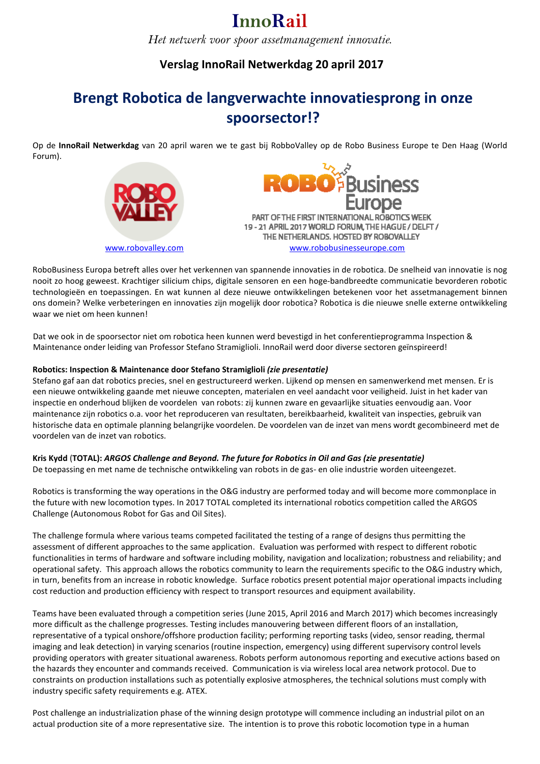# InnoRail

*Het netwerk voor spoor assetmanagement innovatie.*

**Verslag InnoRail Netwerkdag 20 april 2017**

## Brengt Robotica de langverwachte innovatiesprong in onze spoorsector!?

Op de **InnoRail Netwerkdag** van 20 april waren we te gast bij RobboValley op de Robo Business Europe te Den Haag (World Forum).

ROBO VALLEY

www.robovalley.com

ROBO Business Europe

PART OF THE FIRST INTERNATIONAL ROBOTICS WEEK
19 - 21 APRIL 2017 WORLD FORUM, THE HAGUE / DELFT / THE NETHERLANDS. HOSTED BY ROBOVALLEY

www.robobusinesseurope.com

RoboBusiness Europa betreft alles over het verkennen van spannende innovaties in de robotica. De snelheid van innovatie is nog nooit zo hoog geweest. Krachtiger silicium chips, digitale sensoren en een hoge-bandbreedte communicatie bevorderen robotic technologieën en toepassingen. En wat kunnen al deze nieuwe ontwikkelingen betekenen voor het assetmanagement binnen ons domein? Welke verbeteringen en innovaties zijn mogelijk door robotica? Robotica is die nieuwe snelle externe ontwikkeling waar we niet om heen kunnen!

Dat we ook in de spoorsector niet om robotica heen kunnen werd bevestigd in het conferentieprogramma Inspection & Maintenance onder leiding van Professor Stefano Stramiglioli. InnoRail werd door diverse sectoren geïnspireerd!

**Robotics: Inspection & Maintenance door Stefano Stramiglioli** ***(zie presentatie)***

Stefano gaf aan dat robotics precies, snel en gestructureerd werken. Lijkend op mensen en samenwerkend met mensen. Er is een nieuwe ontwikkeling gaande met nieuwe concepten, materialen en veel aandacht voor veiligheid. Juist in het kader van inspectie en onderhoud blijken de voordelen van robots: zij kunnen zware en gevaarlijke situaties eenvoudig aan. Voor maintenance zijn robotics o.a. voor het reproduceren van resultaten, bereikbaarheid, kwaliteit van inspecties, gebruik van historische data en optimale planning belangrijke voordelen. De voordelen van de inzet van mens wordt gecombineerd met de voordelen van de inzet van robotics.

**Kris Kydd (TOTAL):** ***ARGOS Challenge and Beyond. The future for Robotics in Oil and Gas (zie presentatie)***

De toepassing en met name de technische ontwikkeling van robots in de gas- en olie industrie worden uiteengezet.

Robotics is transforming the way operations in the O&G industry are performed today and will become more commonplace in the future with new locomotion types. In 2017 TOTAL completed its international robotics competition called the ARGOS Challenge (Autonomous Robot for Gas and Oil Sites).

The challenge formula where various teams competed facilitated the testing of a range of designs thus permitting the assessment of different approaches to the same application. Evaluation was performed with respect to different robotic functionalities in terms of hardware and software including mobility, navigation and localization; robustness and reliability; and operational safety. This approach allows the robotics community to learn the requirements specific to the O&G industry which, in turn, benefits from an increase in robotic knowledge. Surface robotics present potential major operational impacts including cost reduction and production efficiency with respect to transport resources and equipment availability.

Teams have been evaluated through a competition series (June 2015, April 2016 and March 2017) which becomes increasingly more difficult as the challenge progresses. Testing includes manouvering between different floors of an installation, representative of a typical onshore/offshore production facility; performing reporting tasks (video, sensor reading, thermal imaging and leak detection) in varying scenarios (routine inspection, emergency) using different supervisory control levels providing operators with greater situational awareness. Robots perform autonomous reporting and executive actions based on the hazards they encounter and commands received. Communication is via wireless local area network protocol. Due to constraints on production installations such as potentially explosive atmospheres, the technical solutions must comply with industry specific safety requirements e.g. ATEX.

Post challenge an industrialization phase of the winning design prototype will commence including an industrial pilot on an actual production site of a more representative size. The intention is to prove this robotic locomotion type in a human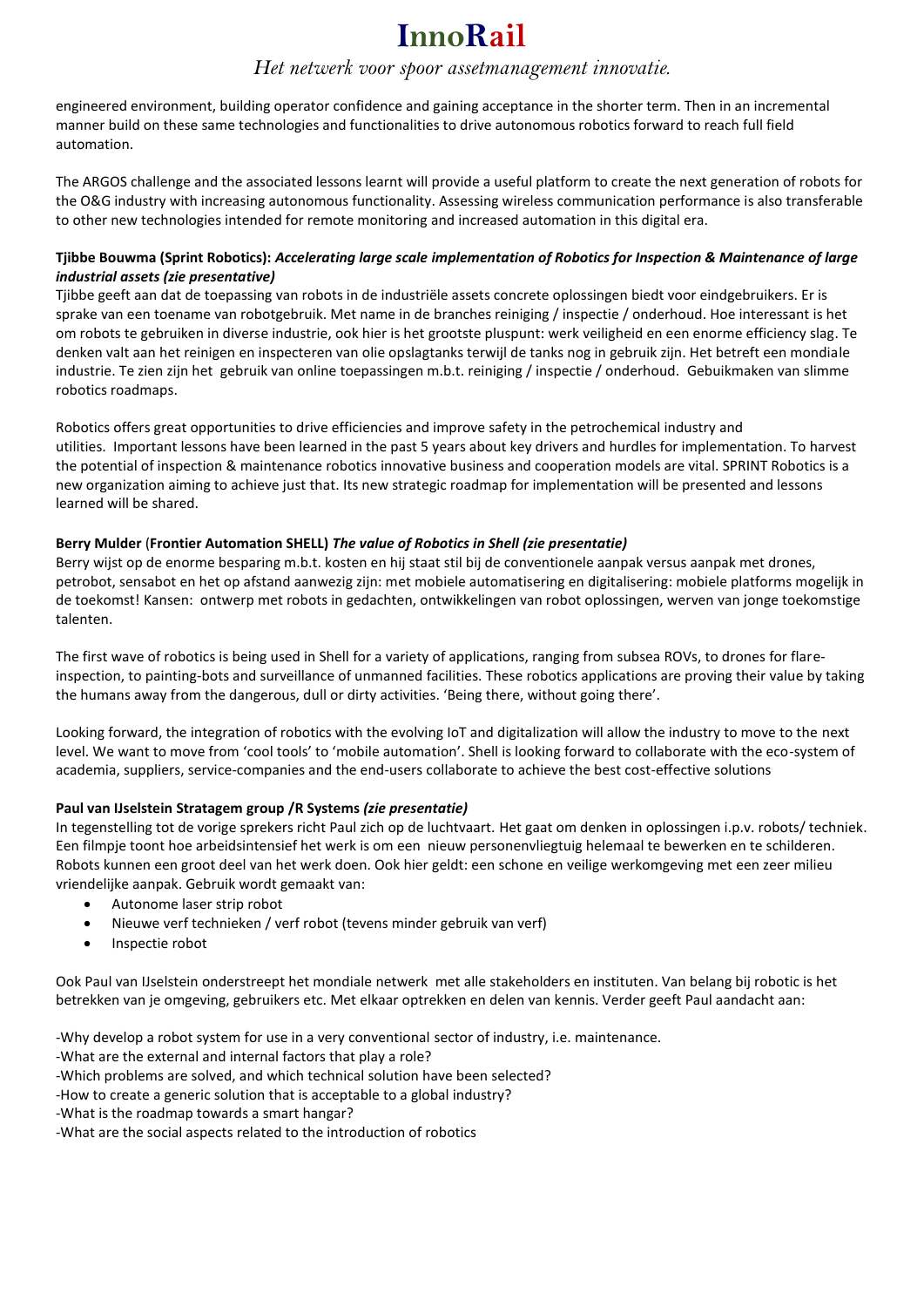engineered environment, building operator confidence and gaining acceptance in the shorter term. Then in an incremental manner build on these same technologies and functionalities to drive autonomous robotics forward to reach full field automation.

The ARGOS challenge and the associated lessons learnt will provide a useful platform to create the next generation of robots for the O&G industry with increasing autonomous functionality. Assessing wireless communication performance is also transferable to other new technologies intended for remote monitoring and increased automation in this digital era.

**Tjibbe Bouwma (Sprint Robotics):** ***Accelerating large scale implementation of Robotics for Inspection & Maintenance of large industrial assets (zie presentative)***

Tjibbe geeft aan dat de toepassing van robots in de industriële assets concrete oplossingen biedt voor eindgebruikers. Er is sprake van een toename van robotgebruik. Met name in de branches reiniging / inspectie / onderhoud. Hoe interessant is het om robots te gebruiken in diverse industrie, ook hier is het grootste pluspunt: werk veiligheid en een enorme efficiency slag. Te denken valt aan het reinigen en inspecteren van olie opslagtanks terwijl de tanks nog in gebruik zijn. Het betreft een mondiale industrie. Te zien zijn het gebruik van online toepassingen m.b.t. reiniging / inspectie / onderhoud. Gebuikmaken van slimme robotics roadmaps.

Robotics offers great opportunities to drive efficiencies and improve safety in the petrochemical industry and utilities. Important lessons have been learned in the past 5 years about key drivers and hurdles for implementation. To harvest the potential of inspection & maintenance robotics innovative business and cooperation models are vital. SPRINT Robotics is a new organization aiming to achieve just that. Its new strategic roadmap for implementation will be presented and lessons learned will be shared.

**Berry Mulder (Frontier Automation SHELL)** ***The value of Robotics in Shell (zie presentatie)***

Berry wijst op de enorme besparing m.b.t. kosten en hij staat stil bij de conventionele aanpak versus aanpak met drones, petrobot, sensabot en het op afstand aanwezig zijn: met mobiele automatisering en digitalisering: mobiele platforms mogelijk in de toekomst! Kansen: ontwerp met robots in gedachten, ontwikkelingen van robot oplossingen, werven van jonge toekomstige talenten.

The first wave of robotics is being used in Shell for a variety of applications, ranging from subsea ROVs, to drones for flare-inspection, to painting-bots and surveillance of unmanned facilities. These robotics applications are proving their value by taking the humans away from the dangerous, dull or dirty activities. 'Being there, without going there'.

Looking forward, the integration of robotics with the evolving IoT and digitalization will allow the industry to move to the next level. We want to move from 'cool tools' to 'mobile automation'. Shell is looking forward to collaborate with the eco-system of academia, suppliers, service-companies and the end-users collaborate to achieve the best cost-effective solutions

**Paul van IJselstein Stratagem group /R Systems** ***(zie presentatie)***

In tegenstelling tot de vorige sprekers richt Paul zich op de luchtvaart. Het gaat om denken in oplossingen i.p.v. robots/ techniek. Een filmpje toont hoe arbeidsintensief het werk is om een nieuw personenvliegtuig helemaal te bewerken en te schilderen. Robots kunnen een groot deel van het werk doen. Ook hier geldt: een schone en veilige werkomgeving met een zeer milieu vriendelijke aanpak. Gebruik wordt gemaakt van:

- Autonome laser strip robot
- Nieuwe verf technieken / verf robot (tevens minder gebruik van verf)
- Inspectie robot

Ook Paul van IJselstein onderstreept het mondiale netwerk met alle stakeholders en instituten. Van belang bij robotic is het betrekken van je omgeving, gebruikers etc. Met elkaar optrekken en delen van kennis. Verder geeft Paul aandacht aan:

-Why develop a robot system for use in a very conventional sector of industry, i.e. maintenance.
-What are the external and internal factors that play a role?
-Which problems are solved, and which technical solution have been selected?
-How to create a generic solution that is acceptable to a global industry?
-What is the roadmap towards a smart hangar?
-What are the social aspects related to the introduction of robotics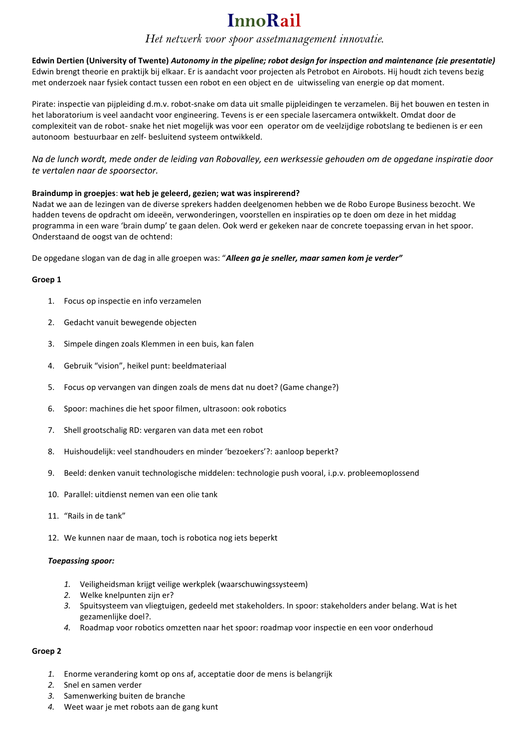**Edwin Dertien (University of Twente)** ***Autonomy in the pipeline; robot design for inspection and maintenance (zie presentatie)***
Edwin brengt theorie en praktijk bij elkaar. Er is aandacht voor projecten als Petrobot en Airobots. Hij houdt zich tevens bezig met onderzoek naar fysiek contact tussen een robot en een object en de uitwisseling van energie op dat moment.

Pirate: inspectie van pijpleiding d.m.v. robot-snake om data uit smalle pijpleidingen te verzamelen. Bij het bouwen en testen in het laboratorium is veel aandacht voor engineering. Tevens is er een speciale lasercamera ontwikkelt. Omdat door de complexiteit van de robot- snake het niet mogelijk was voor een operator om de veelzijdige robotslang te bedienen is er een autonoom bestuurbaar en zelf- besluitend systeem ontwikkeld.

*Na de lunch wordt, mede onder de leiding van Robovalley, een werksessie gehouden om de opgedane inspiratie door te vertalen naar de spoorsector.*

**Braindump in groepjes**: **wat heb je geleerd, gezien; wat was inspirerend?**
Nadat we aan de lezingen van de diverse sprekers hadden deelgenomen hebben we de Robo Europe Business bezocht. We hadden tevens de opdracht om ideeën, verwonderingen, voorstellen en inspiraties op te doen om deze in het middag programma in een ware 'brain dump' te gaan delen. Ook werd er gekeken naar de concrete toepassing ervan in het spoor. Onderstaand de oogst van de ochtend:

De opgedane slogan van de dag in alle groepen was: "***Alleen ga je sneller, maar samen kom je verder"***

**Groep 1**

1. Focus op inspectie en info verzamelen
2. Gedacht vanuit bewegende objecten
3. Simpele dingen zoals Klemmen in een buis, kan falen
4. Gebruik "vision", heikel punt: beeldmateriaal
5. Focus op vervangen van dingen zoals de mens dat nu doet? (Game change?)
6. Spoor: machines die het spoor filmen, ultrasoon: ook robotics
7. Shell grootschalig RD: vergaren van data met een robot
8. Huishoudelijk: veel standhouders en minder 'bezoekers'?: aanloop beperkt?
9. Beeld: denken vanuit technologische middelen: technologie push vooral, i.p.v. probleemoplossend
10. Parallel: uitdienst nemen van een olie tank
11. "Rails in de tank"
12. We kunnen naar de maan, toch is robotica nog iets beperkt

***Toepassing spoor:***

1. Veiligheidsman krijgt veilige werkplek (waarschuwingssysteem)
2. Welke knelpunten zijn er?
3. Spuitsysteem van vliegtuigen, gedeeld met stakeholders. In spoor: stakeholders ander belang. Wat is het gezamenlijke doel?.
4. Roadmap voor robotics omzetten naar het spoor: roadmap voor inspectie en een voor onderhoud

**Groep 2**

1. Enorme verandering komt op ons af, acceptatie door de mens is belangrijk
2. Snel en samen verder
3. Samenwerking buiten de branche
4. Weet waar je met robots aan de gang kunt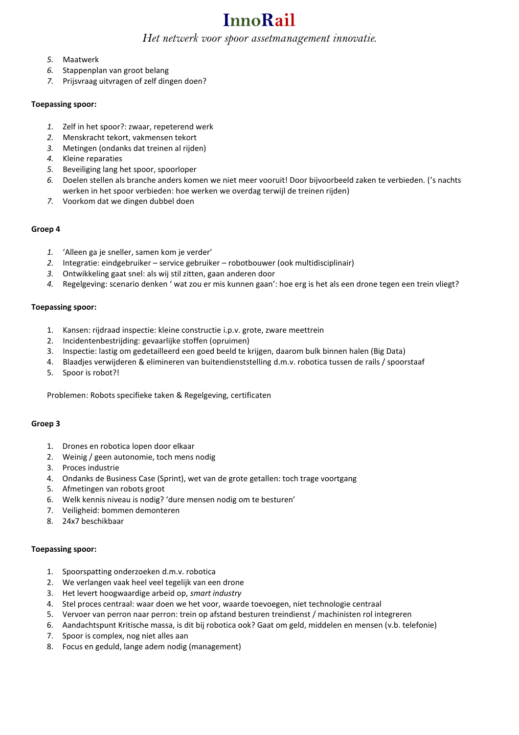5. Maatwerk
6. Stappenplan van groot belang
7. Prijsvraag uitvragen of zelf dingen doen?

**Toepassing spoor:**

1. Zelf in het spoor?: zwaar, repeterend werk
2. Menskracht tekort, vakmensen tekort
3. Metingen (ondanks dat treinen al rijden)
4. Kleine reparaties
5. Beveiliging lang het spoor, spoorloper
6. Doelen stellen als branche anders komen we niet meer vooruit! Door bijvoorbeeld zaken te verbieden. ('s nachts werken in het spoor verbieden: hoe werken we overdag terwijl de treinen rijden)
7. Voorkom dat we dingen dubbel doen

**Groep 4**

1. 'Alleen ga je sneller, samen kom je verder'
2. Integratie: eindgebruiker – service gebruiker – robotbouwer (ook multidisciplinair)
3. Ontwikkeling gaat snel: als wij stil zitten, gaan anderen door
4. Regelgeving: scenario denken ' wat zou er mis kunnen gaan': hoe erg is het als een drone tegen een trein vliegt?

**Toepassing spoor:**

1. Kansen: rijdraad inspectie: kleine constructie i.p.v. grote, zware meettrein
2. Incidentenbestrijding: gevaarlijke stoffen (opruimen)
3. Inspectie: lastig om gedetailleerd een goed beeld te krijgen, daarom bulk binnen halen (Big Data)
4. Blaadjes verwijderen & elimineren van buitendienststelling d.m.v. robotica tussen de rails / spoorstaaf
5. Spoor is robot?!

Problemen: Robots specifieke taken & Regelgeving, certificaten

**Groep 3**

1. Drones en robotica lopen door elkaar
2. Weinig / geen autonomie, toch mens nodig
3. Proces industrie
4. Ondanks de Business Case (Sprint), wet van de grote getallen: toch trage voortgang
5. Afmetingen van robots groot
6. Welk kennis niveau is nodig? 'dure mensen nodig om te besturen'
7. Veiligheid: bommen demonteren
8. 24x7 beschikbaar

**Toepassing spoor:**

1. Spoorspatting onderzoeken d.m.v. robotica
2. We verlangen vaak heel veel tegelijk van een drone
3. Het levert hoogwaardige arbeid op, *smart industry*
4. Stel proces centraal: waar doen we het voor, waarde toevoegen, niet technologie centraal
5. Vervoer van perron naar perron: trein op afstand besturen treindienst / machinisten rol integreren
6. Aandachtspunt Kritische massa, is dit bij robotica ook? Gaat om geld, middelen en mensen (v.b. telefonie)
7. Spoor is complex, nog niet alles aan
8. Focus en geduld, lange adem nodig (management)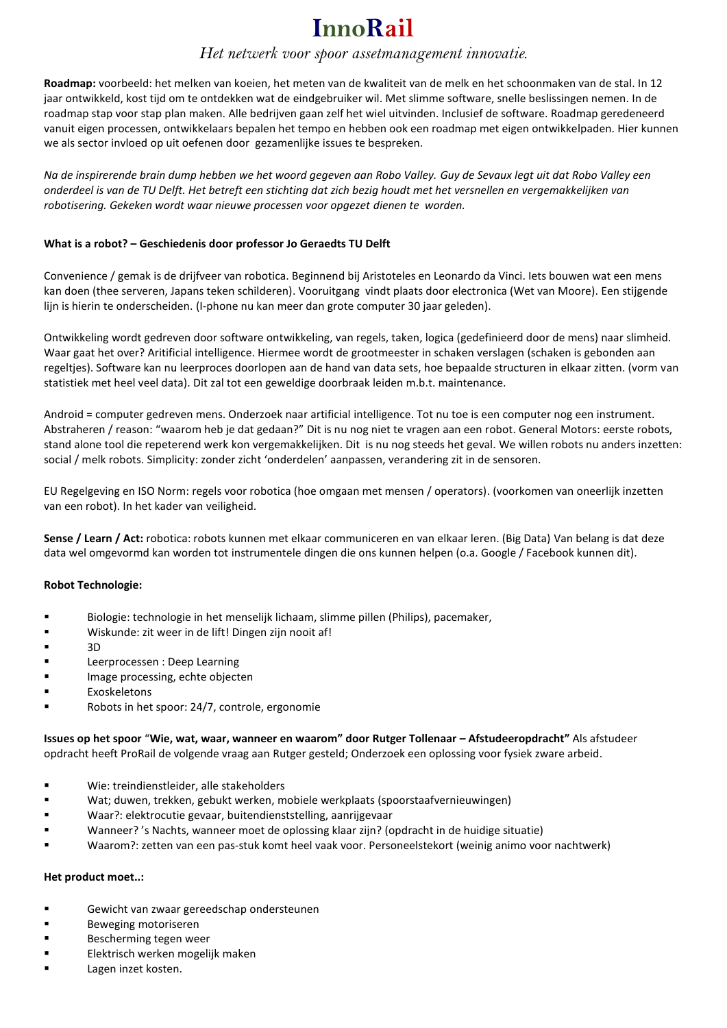# InnoRail

*Het netwerk voor spoor assetmanagement innovatie.*

**Roadmap:** voorbeeld: het melken van koeien, het meten van de kwaliteit van de melk en het schoonmaken van de stal. In 12 jaar ontwikkeld, kost tijd om te ontdekken wat de eindgebruiker wil. Met slimme software, snelle beslissingen nemen. In de roadmap stap voor stap plan maken. Alle bedrijven gaan zelf het wiel uitvinden. Inclusief de software. Roadmap geredeneerd vanuit eigen processen, ontwikkelaars bepalen het tempo en hebben ook een roadmap met eigen ontwikkelpaden. Hier kunnen we als sector invloed op uit oefenen door gezamenlijke issues te bespreken.

*Na de inspirerende brain dump hebben we het woord gegeven aan Robo Valley. Guy de Sevaux legt uit dat Robo Valley een onderdeel is van de TU Delft. Het betreft een stichting dat zich bezig houdt met het versnellen en vergemakkelijken van robotisering. Gekeken wordt waar nieuwe processen voor opgezet dienen te worden.*

**What is a robot? – Geschiedenis door professor Jo Geraedts TU Delft**

Convenience / gemak is de drijfveer van robotica. Beginnend bij Aristoteles en Leonardo da Vinci. Iets bouwen wat een mens kan doen (thee serveren, Japans teken schilderen). Vooruitgang vindt plaats door electronica (Wet van Moore). Een stijgende lijn is hierin te onderscheiden. (I-phone nu kan meer dan grote computer 30 jaar geleden).

Ontwikkeling wordt gedreven door software ontwikkeling, van regels, taken, logica (gedefinieerd door de mens) naar slimheid. Waar gaat het over? Aritificial intelligence. Hiermee wordt de grootmeester in schaken verslagen (schaken is gebonden aan regeltjes). Software kan nu leerproces doorlopen aan de hand van data sets, hoe bepaalde structuren in elkaar zitten. (vorm van statistiek met heel veel data). Dit zal tot een geweldige doorbraak leiden m.b.t. maintenance.

Android = computer gedreven mens. Onderzoek naar artificial intelligence. Tot nu toe is een computer nog een instrument. Abstraheren / reason: "waarom heb je dat gedaan?" Dit is nu nog niet te vragen aan een robot. General Motors: eerste robots, stand alone tool die repeterend werk kon vergemakkelijken. Dit is nu nog steeds het geval. We willen robots nu anders inzetten: social / melk robots. Simplicity: zonder zicht 'onderdelen' aanpassen, verandering zit in de sensoren.

EU Regelgeving en ISO Norm: regels voor robotica (hoe omgaan met mensen / operators). (voorkomen van oneerlijk inzetten van een robot). In het kader van veiligheid.

**Sense / Learn / Act:** robotica: robots kunnen met elkaar communiceren en van elkaar leren. (Big Data) Van belang is dat deze data wel omgevormd kan worden tot instrumentele dingen die ons kunnen helpen (o.a. Google / Facebook kunnen dit).

**Robot Technologie:**

- Biologie: technologie in het menselijk lichaam, slimme pillen (Philips), pacemaker,
- Wiskunde: zit weer in de lift! Dingen zijn nooit af!
- 3D
- Leerprocessen : Deep Learning
- Image processing, echte objecten
- Exoskeletons
- Robots in het spoor: 24/7, controle, ergonomie

**Issues op het spoor "Wie, wat, waar, wanneer en waarom" door Rutger Tollenaar – Afstudeeropdracht"** Als afstudeer opdracht heeft ProRail de volgende vraag aan Rutger gesteld; Onderzoek een oplossing voor fysiek zware arbeid.

- Wie: treindienstleider, alle stakeholders
- Wat; duwen, trekken, gebukt werken, mobiele werkplaats (spoorstaafvernieuwingen)
- Waar?: elektrocutie gevaar, buitendienststelling, aanrijgevaar
- Wanneer? 's Nachts, wanneer moet de oplossing klaar zijn? (opdracht in de huidige situatie)
- Waarom?: zetten van een pas-stuk komt heel vaak voor. Personeelstekort (weinig animo voor nachtwerk)

**Het product moet..:**

- Gewicht van zwaar gereedschap ondersteunen
- Beweging motoriseren
- Bescherming tegen weer
- Elektrisch werken mogelijk maken
- Lagen inzet kosten.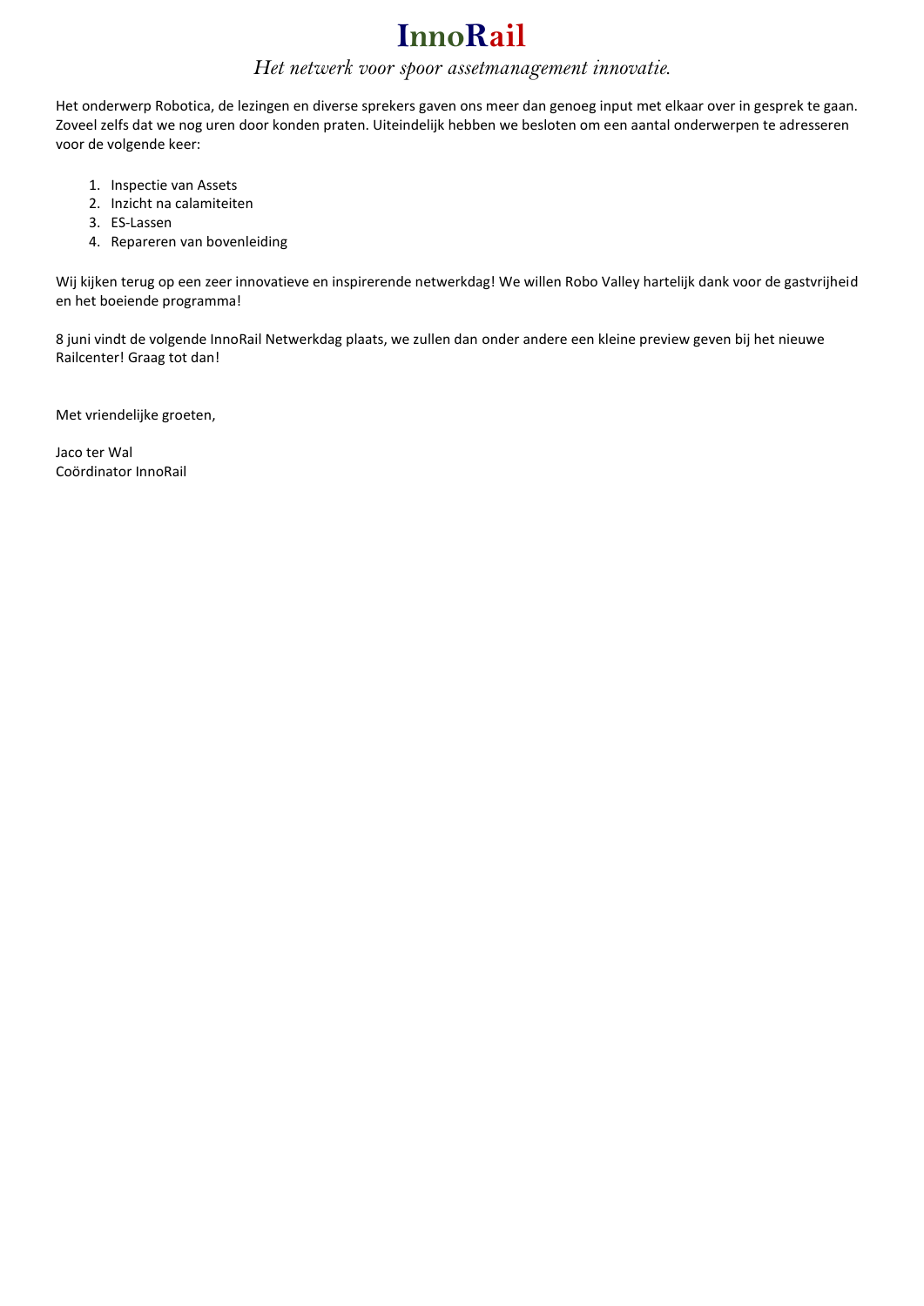# InnoRail

*Het netwerk voor spoor assetmanagement innovatie.*

Het onderwerp Robotica, de lezingen en diverse sprekers gaven ons meer dan genoeg input met elkaar over in gesprek te gaan. Zoveel zelfs dat we nog uren door konden praten. Uiteindelijk hebben we besloten om een aantal onderwerpen te adresseren voor de volgende keer:

1. Inspectie van Assets
2. Inzicht na calamiteiten
3. ES-Lassen
4. Repareren van bovenleiding

Wij kijken terug op een zeer innovatieve en inspirerende netwerkdag! We willen Robo Valley hartelijk dank voor de gastvrijheid en het boeiende programma!

8 juni vindt de volgende InnoRail Netwerkdag plaats, we zullen dan onder andere een kleine preview geven bij het nieuwe Railcenter! Graag tot dan!

Met vriendelijke groeten,

Jaco ter Wal  
Coördinator InnoRail